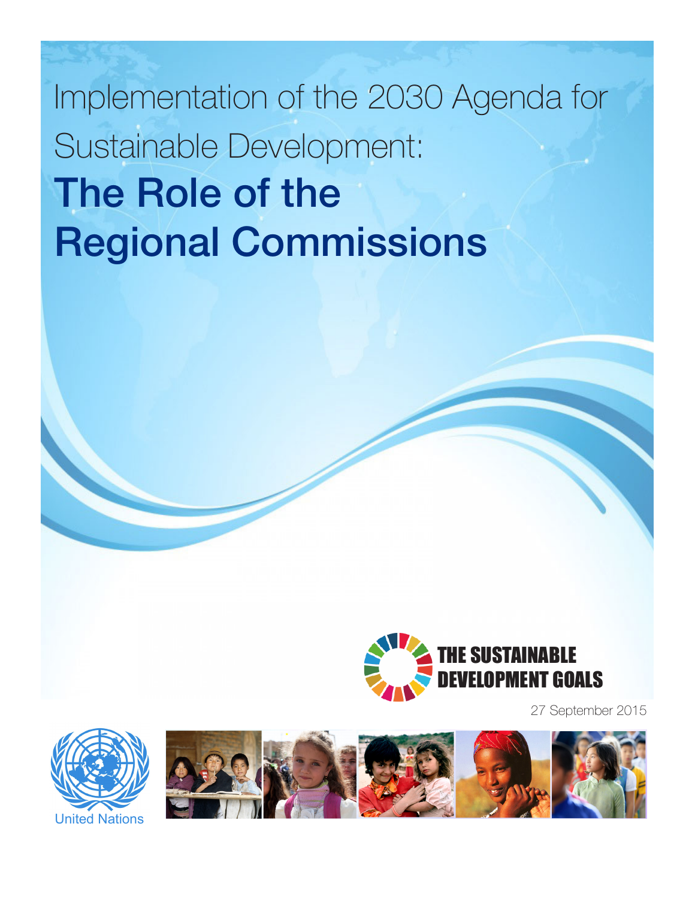# Implementation of the 2030 Agenda for Sustainable Development:

# The Role of the Regional Commissions

THE SUSTAINABLE DEVELOPMENT GOALS

27 September 2015

United Nations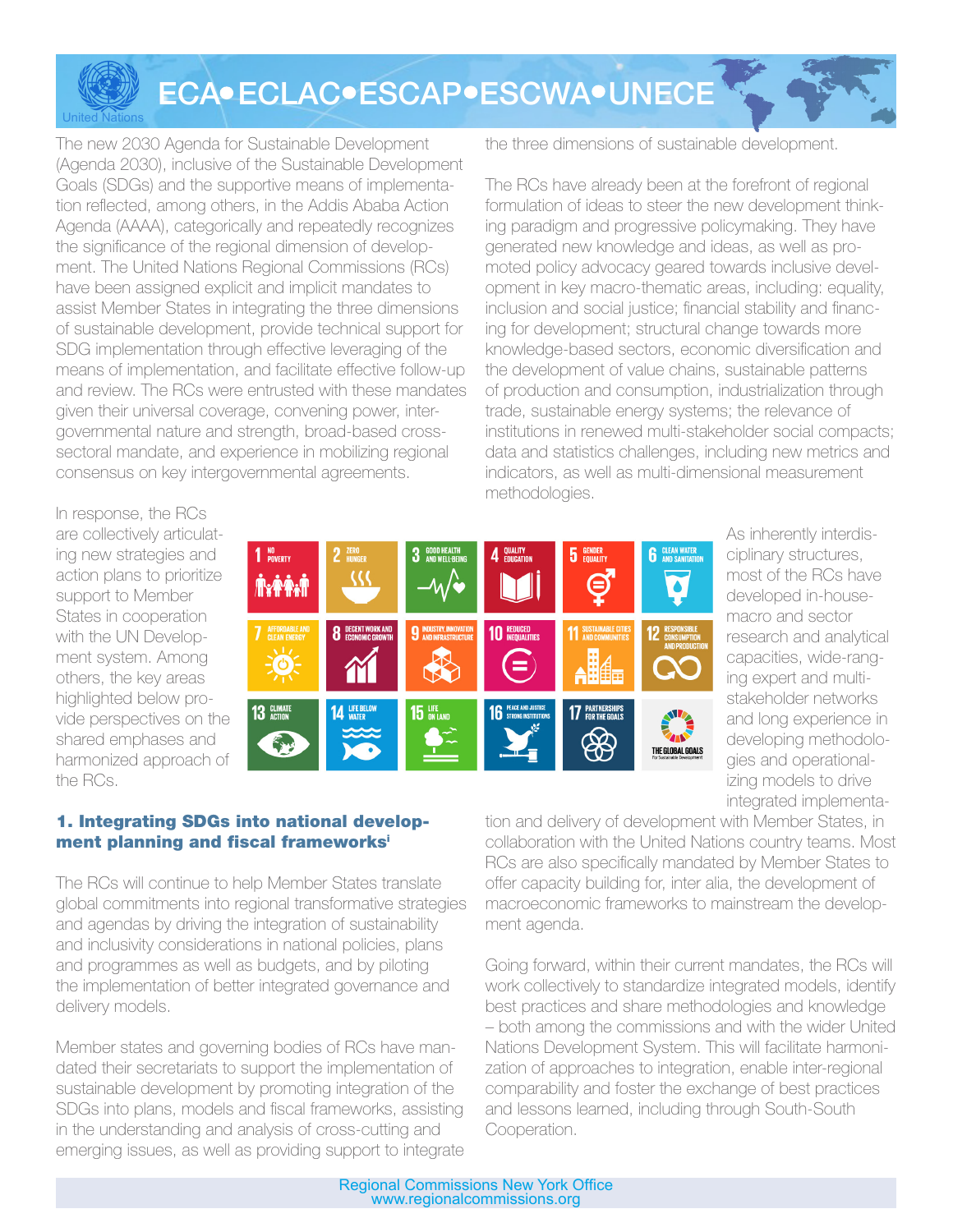# ECA• ECLAC• ESCAP• ESCWA• UNECE

The new 2030 Agenda for Sustainable Development (Agenda 2030), inclusive of the Sustainable Development Goals (SDGs) and the supportive means of implementation reflected, among others, in the Addis Ababa Action Agenda (AAAA), categorically and repeatedly recognizes the significance of the regional dimension of development. The United Nations Regional Commissions (RCs) have been assigned explicit and implicit mandates to assist Member States in integrating the three dimensions of sustainable development, provide technical support for SDG implementation through effective leveraging of the means of implementation, and facilitate effective follow-up and review. The RCs were entrusted with these mandates given their universal coverage, convening power, intergovernmental nature and strength, broad-based cross-sectoral mandate, and experience in mobilizing regional consensus on key intergovernmental agreements.

the three dimensions of sustainable development.

The RCs have already been at the forefront of regional formulation of ideas to steer the new development thinking paradigm and progressive policymaking. They have generated new knowledge and ideas, as well as promoted policy advocacy geared towards inclusive development in key macro-thematic areas, including: equality, inclusion and social justice; financial stability and financing for development; structural change towards more knowledge-based sectors, economic diversification and the development of value chains, sustainable patterns of production and consumption, industrialization through trade, sustainable energy systems; the relevance of institutions in renewed multi-stakeholder social compacts; data and statistics challenges, including new metrics and indicators, as well as multi-dimensional measurement methodologies.

In response, the RCs are collectively articulating new strategies and action plans to prioritize support to Member States in cooperation with the UN Development system. Among others, the key areas highlighted below provide perspectives on the shared emphases and harmonized approach of the RCs.

## 1. Integrating SDGs into national development planning and fiscal frameworks[i]

The RCs will continue to help Member States translate global commitments into regional transformative strategies and agendas by driving the integration of sustainability and inclusivity considerations in national policies, plans and programmes as well as budgets, and by piloting the implementation of better integrated governance and delivery models.

Member states and governing bodies of RCs have mandated their secretariats to support the implementation of sustainable development by promoting integration of the SDGs into plans, models and fiscal frameworks, assisting in the understanding and analysis of cross-cutting and emerging issues, as well as providing support to integrate

As inherently interdisciplinary structures, most of the RCs have developed in-house-macro and sector research and analytical capacities, wide-ranging expert and multi-stakeholder networks and long experience in developing methodologies and operationalizing models to drive integrated implementation and delivery of development with Member States, in collaboration with the United Nations country teams. Most RCs are also specifically mandated by Member States to offer capacity building for, inter alia, the development of macroeconomic frameworks to mainstream the development agenda.

Going forward, within their current mandates, the RCs will work collectively to standardize integrated models, identify best practices and share methodologies and knowledge – both among the commissions and with the wider United Nations Development System. This will facilitate harmonization of approaches to integration, enable inter-regional comparability and foster the exchange of best practices and lessons learned, including through South-South Cooperation.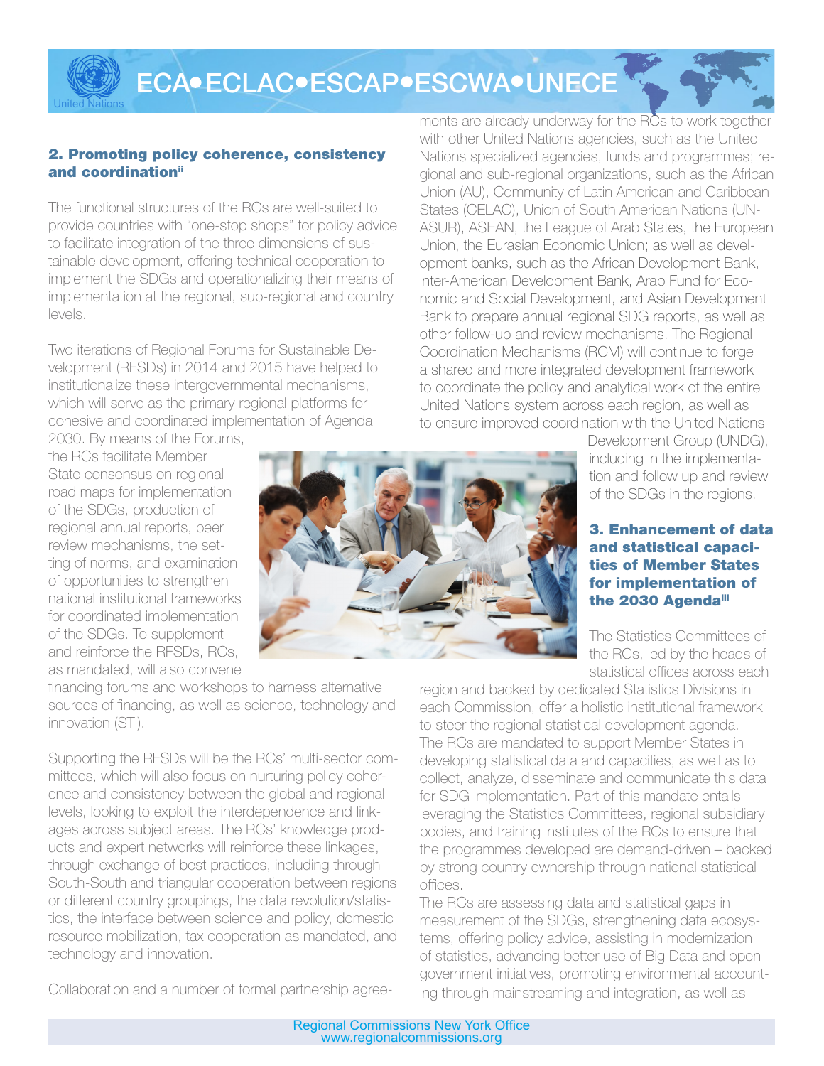## 2. Promoting policy coherence, consistency and coordination[ii]

The functional structures of the RCs are well-suited to provide countries with "one-stop shops" for policy advice to facilitate integration of the three dimensions of sustainable development, offering technical cooperation to implement the SDGs and operationalizing their means of implementation at the regional, sub-regional and country levels.

Two iterations of Regional Forums for Sustainable Development (RFSDs) in 2014 and 2015 have helped to institutionalize these intergovernmental mechanisms, which will serve as the primary regional platforms for cohesive and coordinated implementation of Agenda 2030. By means of the Forums, the RCs facilitate Member State consensus on regional road maps for implementation of the SDGs, production of regional annual reports, peer review mechanisms, the setting of norms, and examination of opportunities to strengthen national institutional frameworks for coordinated implementation of the SDGs. To supplement and reinforce the RFSDs, RCs, as mandated, will also convene financing forums and workshops to harness alternative sources of financing, as well as science, technology and innovation (STI).

Supporting the RFSDs will be the RCs' multi-sector committees, which will also focus on nurturing policy coherence and consistency between the global and regional levels, looking to exploit the interdependence and linkages across subject areas. The RCs' knowledge products and expert networks will reinforce these linkages, through exchange of best practices, including through South-South and triangular cooperation between regions or different country groupings, the data revolution/statistics, the interface between science and policy, domestic resource mobilization, tax cooperation as mandated, and technology and innovation.

Collaboration and a number of formal partnership agreements are already underway for the RCs to work together with other United Nations agencies, such as the United Nations specialized agencies, funds and programmes; regional and sub-regional organizations, such as the African Union (AU), Community of Latin American and Caribbean States (CELAC), Union of South American Nations (UNASUR), ASEAN, the League of Arab States, the European Union, the Eurasian Economic Union; as well as development banks, such as the African Development Bank, Inter-American Development Bank, Arab Fund for Economic and Social Development, and Asian Development Bank to prepare annual regional SDG reports, as well as other follow-up and review mechanisms. The Regional Coordination Mechanisms (RCM) will continue to forge a shared and more integrated development framework to coordinate the policy and analytical work of the entire United Nations system across each region, as well as to ensure improved coordination with the United Nations Development Group (UNDG), including in the implementation and follow up and review of the SDGs in the regions.

## 3. Enhancement of data and statistical capacities of Member States for implementation of the 2030 Agenda[iii]

The Statistics Committees of the RCs, led by the heads of statistical offices across each region and backed by dedicated Statistics Divisions in each Commission, offer a holistic institutional framework to steer the regional statistical development agenda. The RCs are mandated to support Member States in developing statistical data and capacities, as well as to collect, analyze, disseminate and communicate this data for SDG implementation. Part of this mandate entails leveraging the Statistics Committees, regional subsidiary bodies, and training institutes of the RCs to ensure that the programmes developed are demand-driven – backed by strong country ownership through national statistical offices.

The RCs are assessing data and statistical gaps in measurement of the SDGs, strengthening data ecosystems, offering policy advice, assisting in modernization of statistics, advancing better use of Big Data and open government initiatives, promoting environmental accounting through mainstreaming and integration, as well as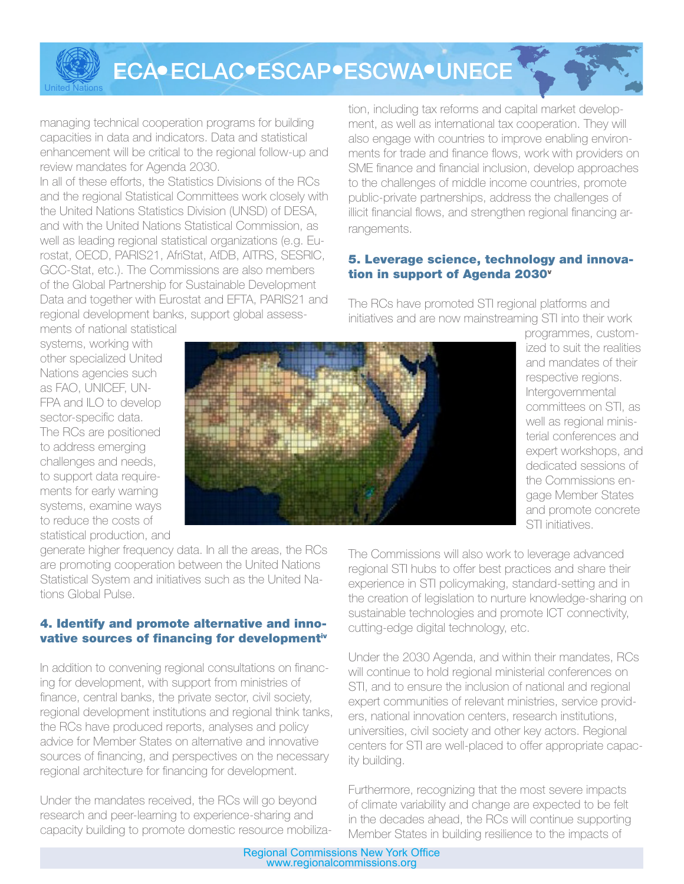managing technical cooperation programs for building capacities in data and indicators. Data and statistical enhancement will be critical to the regional follow-up and review mandates for Agenda 2030.

In all of these efforts, the Statistics Divisions of the RCs and the regional Statistical Committees work closely with the United Nations Statistics Division (UNSD) of DESA, and with the United Nations Statistical Commission, as well as leading regional statistical organizations (e.g. Eurostat, OECD, PARIS21, AfriStat, AfDB, AITRS, SESRIC, GCC-Stat, etc.). The Commissions are also members of the Global Partnership for Sustainable Development Data and together with Eurostat and EFTA, PARIS21 and regional development banks, support global assessments of national statistical systems, working with other specialized United Nations agencies such as FAO, UNICEF, UNFPA and ILO to develop sector-specific data. The RCs are positioned to address emerging challenges and needs, to support data requirements for early warning systems, examine ways to reduce the costs of statistical production, and generate higher frequency data. In all the areas, the RCs are promoting cooperation between the United Nations Statistical System and initiatives such as the United Nations Global Pulse.

### 4. Identify and promote alternative and innovative sources of financing for development[iv]

In addition to convening regional consultations on financing for development, with support from ministries of finance, central banks, the private sector, civil society, regional development institutions and regional think tanks, the RCs have produced reports, analyses and policy advice for Member States on alternative and innovative sources of financing, and perspectives on the necessary regional architecture for financing for development.

Under the mandates received, the RCs will go beyond research and peer-learning to experience-sharing and capacity building to promote domestic resource mobilization, including tax reforms and capital market development, as well as international tax cooperation. They will also engage with countries to improve enabling environments for trade and finance flows, work with providers on SME finance and financial inclusion, develop approaches to the challenges of middle income countries, promote public-private partnerships, address the challenges of illicit financial flows, and strengthen regional financing arrangements.

### 5. Leverage science, technology and innovation in support of Agenda 2030[v]

The RCs have promoted STI regional platforms and initiatives and are now mainstreaming STI into their work programmes, customized to suit the realities and mandates of their respective regions. Intergovernmental committees on STI, as well as regional ministerial conferences and expert workshops, and dedicated sessions of the Commissions engage Member States and promote concrete STI initiatives.

The Commissions will also work to leverage advanced regional STI hubs to offer best practices and share their experience in STI policymaking, standard-setting and in the creation of legislation to nurture knowledge-sharing on sustainable technologies and promote ICT connectivity, cutting-edge digital technology, etc.

Under the 2030 Agenda, and within their mandates, RCs will continue to hold regional ministerial conferences on STI, and to ensure the inclusion of national and regional expert communities of relevant ministries, service providers, national innovation centers, research institutions, universities, civil society and other key actors. Regional centers for STI are well-placed to offer appropriate capacity building.

Furthermore, recognizing that the most severe impacts of climate variability and change are expected to be felt in the decades ahead, the RCs will continue supporting Member States in building resilience to the impacts of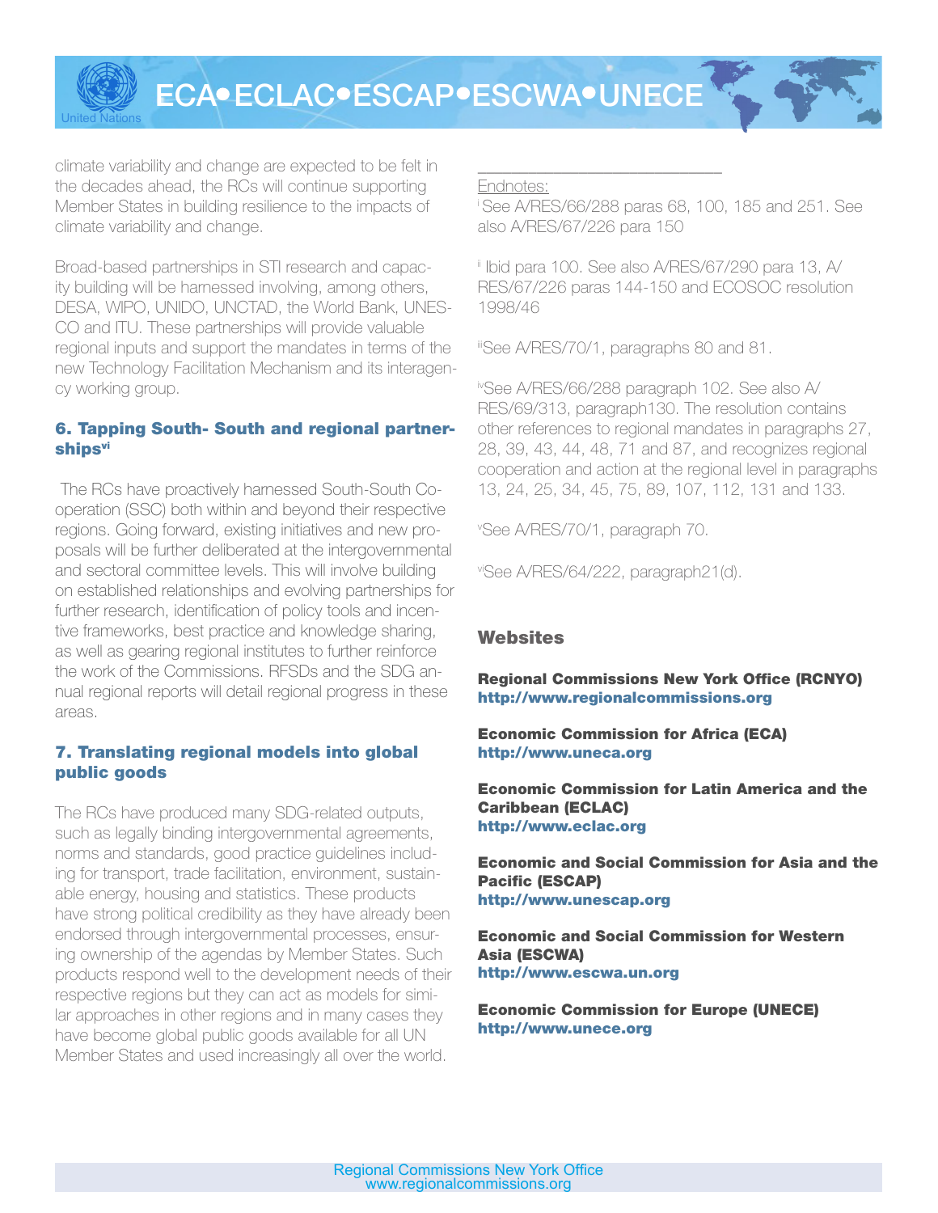climate variability and change are expected to be felt in the decades ahead, the RCs will continue supporting Member States in building resilience to the impacts of climate variability and change.

Broad-based partnerships in STI research and capacity building will be harnessed involving, among others, DESA, WIPO, UNIDO, UNCTAD, the World Bank, UNESCO and ITU. These partnerships will provide valuable regional inputs and support the mandates in terms of the new Technology Facilitation Mechanism and its interagency working group.

### 6. Tapping South- South and regional partnerships[vi]

The RCs have proactively harnessed South-South Cooperation (SSC) both within and beyond their respective regions. Going forward, existing initiatives and new proposals will be further deliberated at the intergovernmental and sectoral committee levels. This will involve building on established relationships and evolving partnerships for further research, identification of policy tools and incentive frameworks, best practice and knowledge sharing, as well as gearing regional institutes to further reinforce the work of the Commissions. RFSDs and the SDG annual regional reports will detail regional progress in these areas.

### 7. Translating regional models into global public goods

The RCs have produced many SDG-related outputs, such as legally binding intergovernmental agreements, norms and standards, good practice guidelines including for transport, trade facilitation, environment, sustainable energy, housing and statistics. These products have strong political credibility as they have already been endorsed through intergovernmental processes, ensuring ownership of the agendas by Member States. Such products respond well to the development needs of their respective regions but they can act as models for similar approaches in other regions and in many cases they have become global public goods available for all UN Member States and used increasingly all over the world.

---

Endnotes:

[i] See A/RES/66/288 paras 68, 100, 185 and 251. See also A/RES/67/226 para 150

[ii] Ibid para 100. See also A/RES/67/290 para 13, A/RES/67/226 paras 144-150 and ECOSOC resolution 1998/46

[iii] See A/RES/70/1, paragraphs 80 and 81.

[iv] See A/RES/66/288 paragraph 102. See also A/RES/69/313, paragraph130. The resolution contains other references to regional mandates in paragraphs 27, 28, 39, 43, 44, 48, 71 and 87, and recognizes regional cooperation and action at the regional level in paragraphs 13, 24, 25, 34, 45, 75, 89, 107, 112, 131 and 133.

[v] See A/RES/70/1, paragraph 70.

[vi] See A/RES/64/222, paragraph21(d).

## Websites

**Regional Commissions New York Office (RCNYO)**
**http://www.regionalcommissions.org**

**Economic Commission for Africa (ECA)**
**http://www.uneca.org**

**Economic Commission for Latin America and the Caribbean (ECLAC)**
**http://www.eclac.org**

**Economic and Social Commission for Asia and the Pacific (ESCAP)**
**http://www.unescap.org**

**Economic and Social Commission for Western Asia (ESCWA)**
**http://www.escwa.un.org**

**Economic Commission for Europe (UNECE)**
**http://www.unece.org**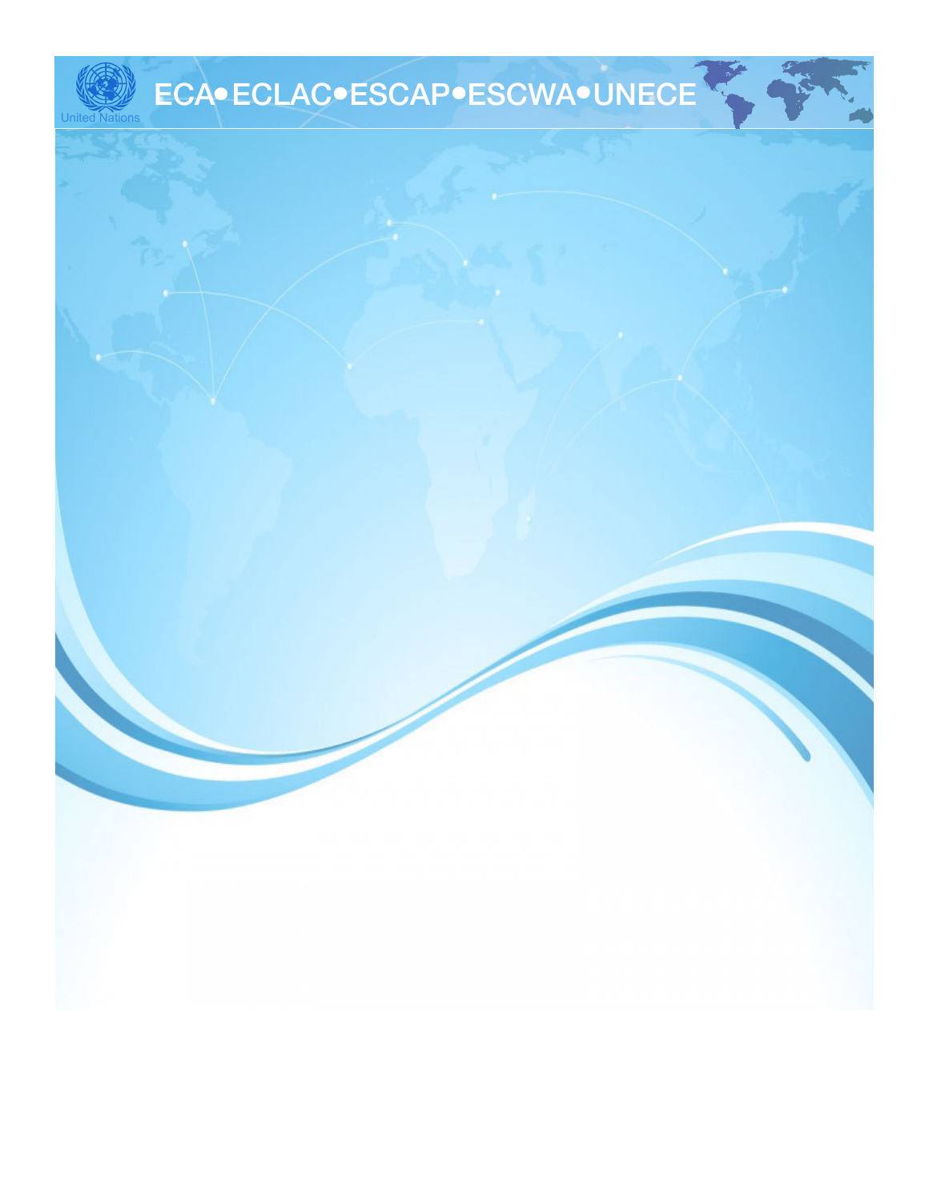ECA•ECLAC•ESCAP•ESCWA•UNECE

United Nations